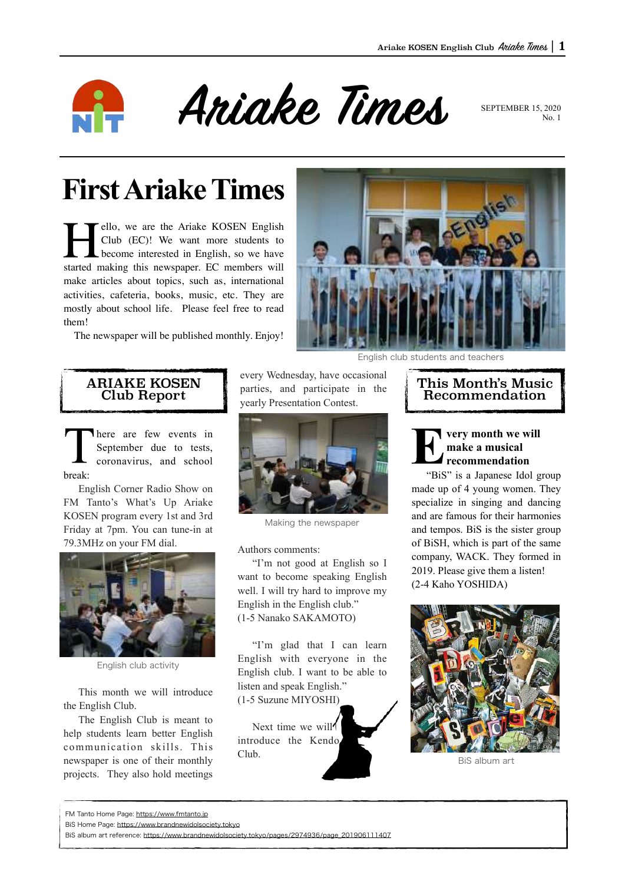# Ariake Times

SEPTEMBER 15, 2020
No. 1

## First Ariake Times

Hello, we are the Ariake KOSEN English Club (EC)! We want more students to become interested in English, so we have started making this newspaper. EC members will make articles about topics, such as, international activities, cafeteria, books, music, etc. They are mostly about school life. Please feel free to read them!

The newspaper will be published monthly. Enjoy!

English club students and teachers

## ARIAKE KOSEN Club Report

There are few events in September due to tests, coronavirus, and school break:

English Corner Radio Show on FM Tanto's What's Up Ariake KOSEN program every 1st and 3rd Friday at 7pm. You can tune-in at 79.3MHz on your FM dial.

English club activity

This month we will introduce the English Club.

The English Club is meant to help students learn better English communication skills. This newspaper is one of their monthly projects. They also hold meetings every Wednesday, have occasional parties, and participate in the yearly Presentation Contest.

Making the newspaper

Authors comments:

"I'm not good at English so I want to become speaking English well. I will try hard to improve my English in the English club."
(1-5 Nanako SAKAMOTO)

"I'm glad that I can learn English with everyone in the English club. I want to be able to listen and speak English."
(1-5 Suzune MIYOSHI)

Next time we will introduce the Kendo Club.

## This Month's Music Recommendation

**Every month we will make a musical recommendation**

"BiS" is a Japanese Idol group made up of 4 young women. They specialize in singing and dancing and are famous for their harmonies and tempos. BiS is the sister group of BiSH, which is part of the same company, WACK. They formed in 2019. Please give them a listen!
(2-4 Kaho YOSHIDA)

BiS album art

FM Tanto Home Page: https://www.fmtanto.jp
BiS Home Page: https://www.brandnewidolsociety.tokyo
BiS album art reference: https://www.brandnewidolsociety.tokyo/pages/2974936/page_201906111407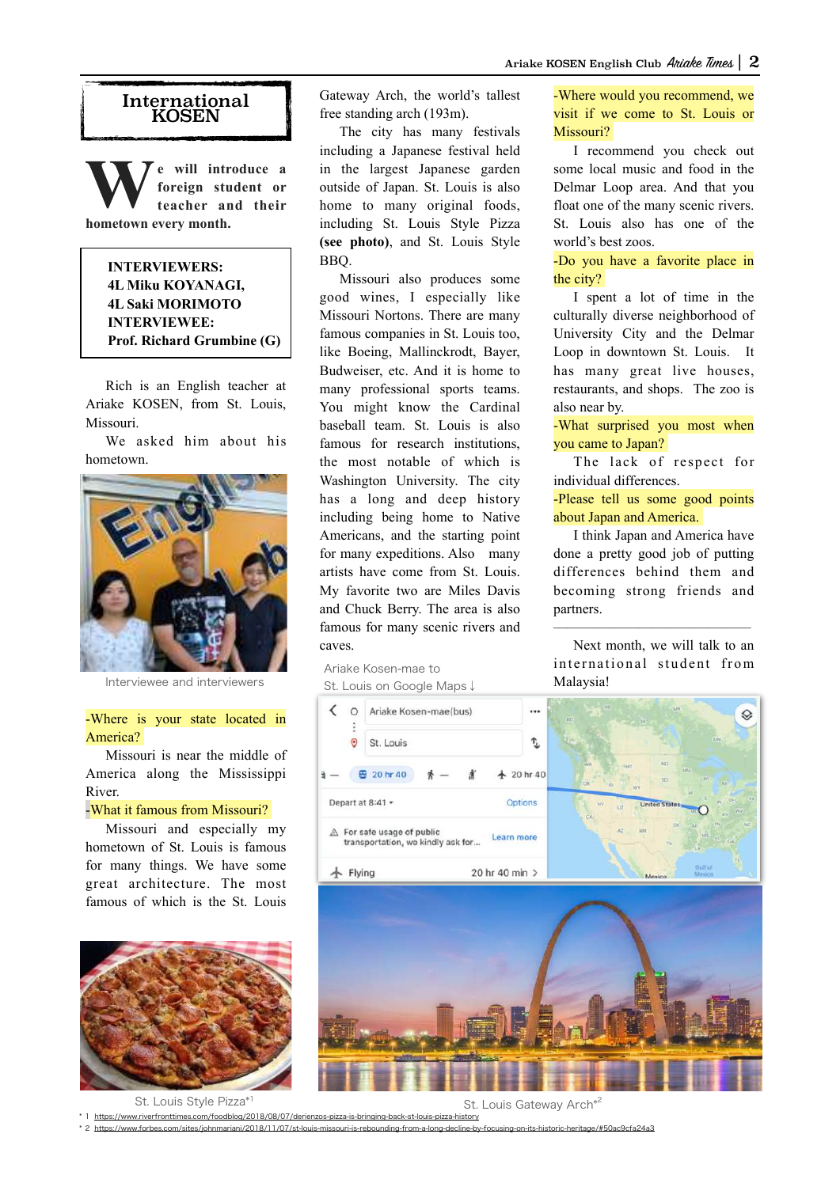# International KOSEN

**We will introduce a foreign student or teacher and their hometown every month.**

**INTERVIEWERS:**
**4L Miku KOYANAGI,**
**4L Saki MORIMOTO**
**INTERVIEWEE:**
**Prof. Richard Grumbine (G)**

Rich is an English teacher at Ariake KOSEN, from St. Louis, Missouri.

We asked him about his hometown.

Interviewee and interviewers

-Where is your state located in America?

Missouri is near the middle of America along the Mississippi River.

-What it famous from Missouri?

Missouri and especially my hometown of St. Louis is famous for many things. We have some great architecture. The most famous of which is the St. Louis Gateway Arch, the world's tallest free standing arch (193m).

The city has many festivals including a Japanese festival held in the largest Japanese garden outside of Japan. St. Louis is also home to many original foods, including St. Louis Style Pizza **(see photo)**, and St. Louis Style BBQ.

Missouri also produces some good wines, I especially like Missouri Nortons. There are many famous companies in St. Louis too, like Boeing, Mallinckrodt, Bayer, Budweiser, etc. And it is home to many professional sports teams. You might know the Cardinal baseball team. St. Louis is also famous for research institutions, the most notable of which is Washington University. The city has a long and deep history including being home to Native Americans, and the starting point for many expeditions. Also many artists have come from St. Louis. My favorite two are Miles Davis and Chuck Berry. The area is also famous for many scenic rivers and caves.

Ariake Kosen-mae to St. Louis on Google Maps ↓

-Where would you recommend, we visit if we come to St. Louis or Missouri?

I recommend you check out some local music and food in the Delmar Loop area. And that you float one of the many scenic rivers. St. Louis also has one of the world's best zoos.

-Do you have a favorite place in the city?

I spent a lot of time in the culturally diverse neighborhood of University City and the Delmar Loop in downtown St. Louis. It has many great live houses, restaurants, and shops. The zoo is also near by.

-What surprised you most when you came to Japan?

The lack of respect for individual differences.

-Please tell us some good points about Japan and America.

I think Japan and America have done a pretty good job of putting differences behind them and becoming strong friends and partners.

---

Next month, we will talk to an international student from Malaysia!

St. Louis Style Pizza*[1]

St. Louis Gateway Arch*[2]

*1 https://www.riverfronttimes.com/foodblog/2018/08/07/derienzos-pizza-is-bringing-back-st-louis-pizza-history
*2 https://www.forbes.com/sites/johnmariani/2018/11/07/st-louis-missouri-is-rebounding-from-a-long-decline-by-focusing-on-its-historic-heritage/#50ac9cfa24a3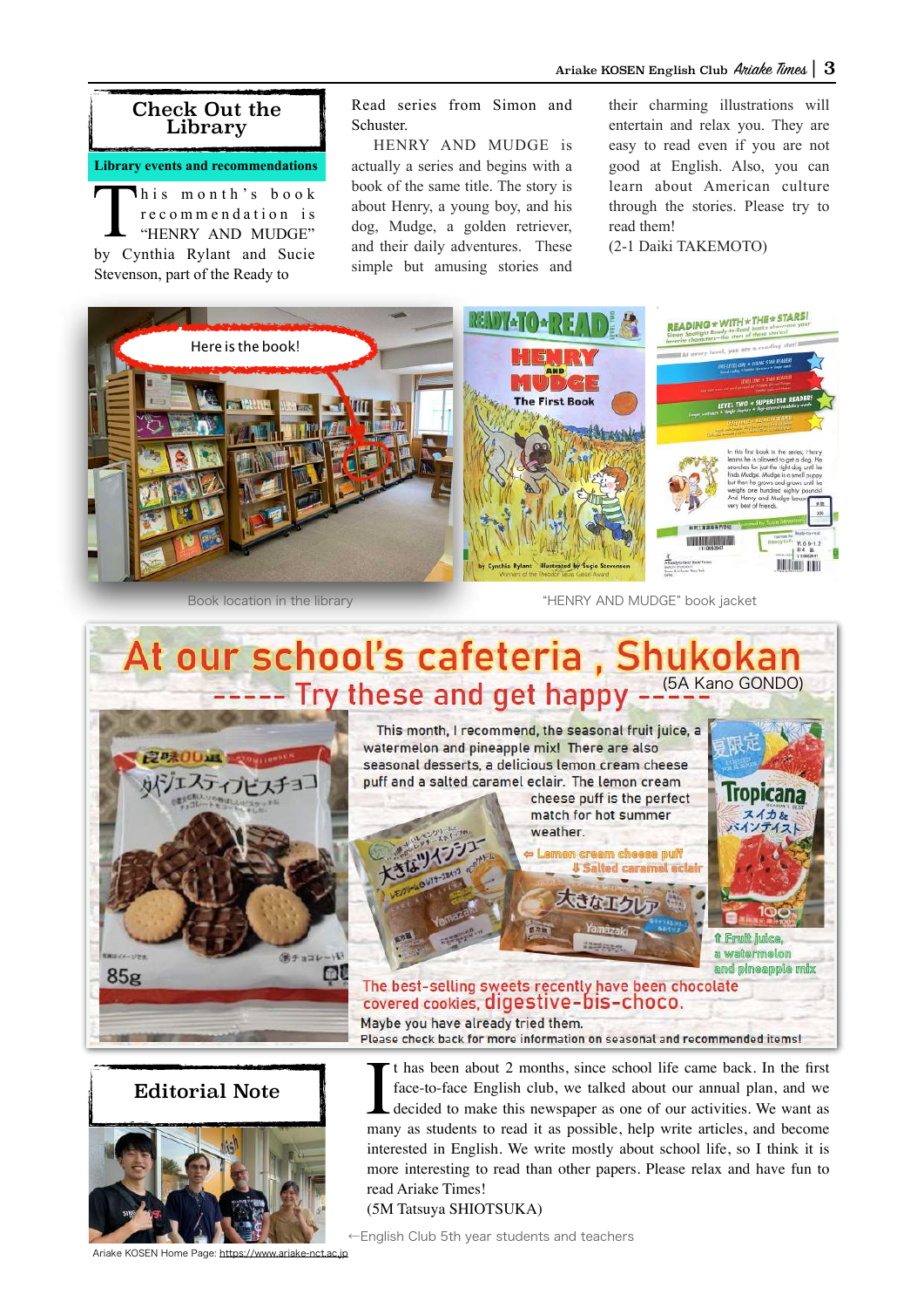## Check Out the Library

**Library events and recommendations**

This month's book recommendation is "HENRY AND MUDGE" by Cynthia Rylant and Sucie Stevenson, part of the Ready to Read series from Simon and Schuster.

HENRY AND MUDGE is actually a series and begins with a book of the same title. The story is about Henry, a young boy, and his dog, Mudge, a golden retriever, and their daily adventures. These simple but amusing stories and their charming illustrations will entertain and relax you. They are easy to read even if you are not good at English. Also, you can learn about American culture through the stories. Please try to read them!

(2-1 Daiki TAKEMOTO)

Here is the book!

Book location in the library

"HENRY AND MUDGE" book jacket

## At our school's cafeteria , Shukokan

### ----- Try these and get happy -----

(5A Kano GONDO)

This month, I recommend, the seasonal fruit juice, a watermelon and pineapple mix! There are also seasonal desserts, a delicious lemon cream cheese puff and a salted caramel eclair. The lemon cream cheese puff is the perfect match for hot summer weather.

← Lemon cream cheese puff

↓ Salted caramel eclair

↑ Fruit juice, a watermelon and pineapple mix

The best-selling sweets recently have been chocolate covered cookies, digestive-bis-choco.

Maybe you have already tried them.

Please check back for more information on seasonal and recommended items!

## Editorial Note

It has been about 2 months, since school life came back. In the first face-to-face English club, we talked about our annual plan, and we decided to make this newspaper as one of our activities. We want as many as students to read it as possible, help write articles, and become interested in English. We write mostly about school life, so I think it is more interesting to read than other papers. Please relax and have fun to read Ariake Times!

(5M Tatsuya SHIOTSUKA)

←English Club 5th year students and teachers

Ariake KOSEN Home Page: https://www.ariake-nct.ac.jp